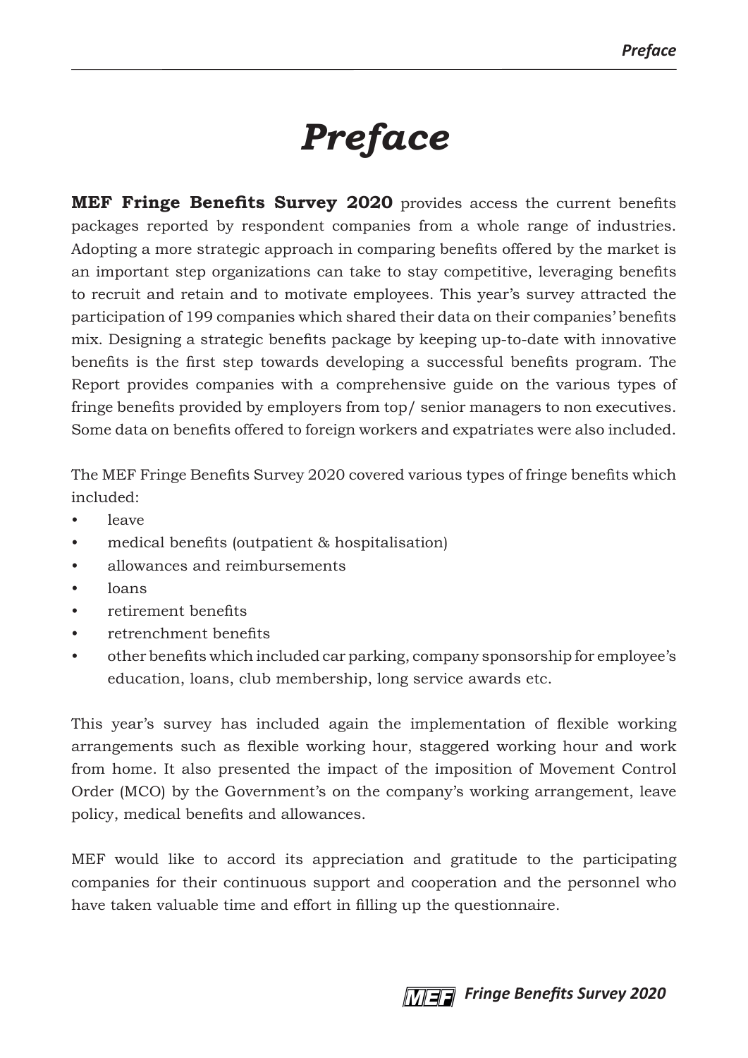# *Preface*

**MEF Fringe Benefits Survey 2020** provides access the current benefits packages reported by respondent companies from a whole range of industries. Adopting a more strategic approach in comparing benefits offered by the market is an important step organizations can take to stay competitive, leveraging benefits to recruit and retain and to motivate employees. This year's survey attracted the participation of 199 companies which shared their data on their companies' benefits mix. Designing a strategic benefits package by keeping up-to-date with innovative benefits is the first step towards developing a successful benefits program. The Report provides companies with a comprehensive guide on the various types of fringe benefits provided by employers from top/ senior managers to non executives. Some data on benefits offered to foreign workers and expatriates were also included.

The MEF Fringe Benefits Survey 2020 covered various types of fringe benefits which included:

- leave
- medical benefits (outpatient & hospitalisation)
- allowances and reimbursements
- loans
- retirement benefits
- retrenchment benefits
- other benefits which included car parking, company sponsorship for employee's education, loans, club membership, long service awards etc.

This year's survey has included again the implementation of flexible working arrangements such as flexible working hour, staggered working hour and work from home. It also presented the impact of the imposition of Movement Control Order (MCO) by the Government's on the company's working arrangement, leave policy, medical benefits and allowances.

MEF would like to accord its appreciation and gratitude to the participating companies for their continuous support and cooperation and the personnel who have taken valuable time and effort in filling up the questionnaire.